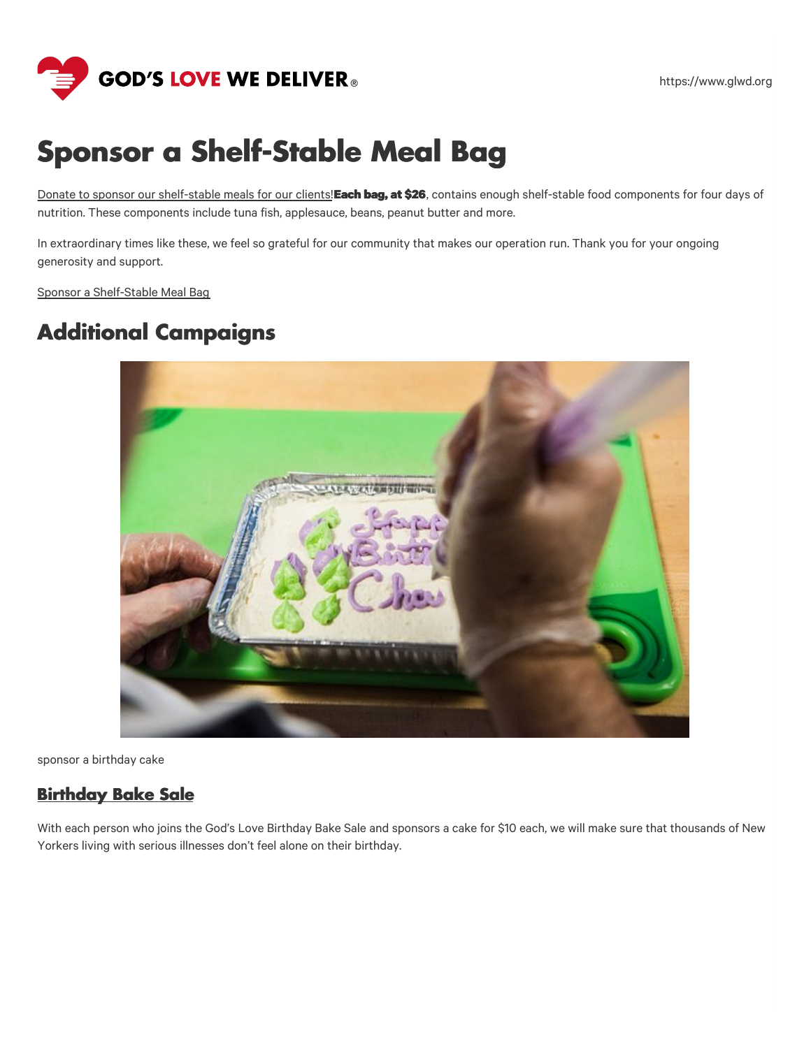# Sponsor a Shelf-Stable Meal Bag

Donate to sponsor our shelf-stable meals for our clients!**Each bag, at $26**, contains enough shelf-stable food components for four days of nutrition. These components include tuna fish, applesauce, beans, peanut butter and more.

In extraordinary times like these, we feel so grateful for our community that makes our operation run. Thank you for your ongoing generosity and support.

Sponsor a Shelf-Stable Meal Bag

## Additional Campaigns

sponsor a birthday cake

### Birthday Bake Sale

With each person who joins the God's Love Birthday Bake Sale and sponsors a cake for $10 each, we will make sure that thousands of New Yorkers living with serious illnesses don't feel alone on their birthday.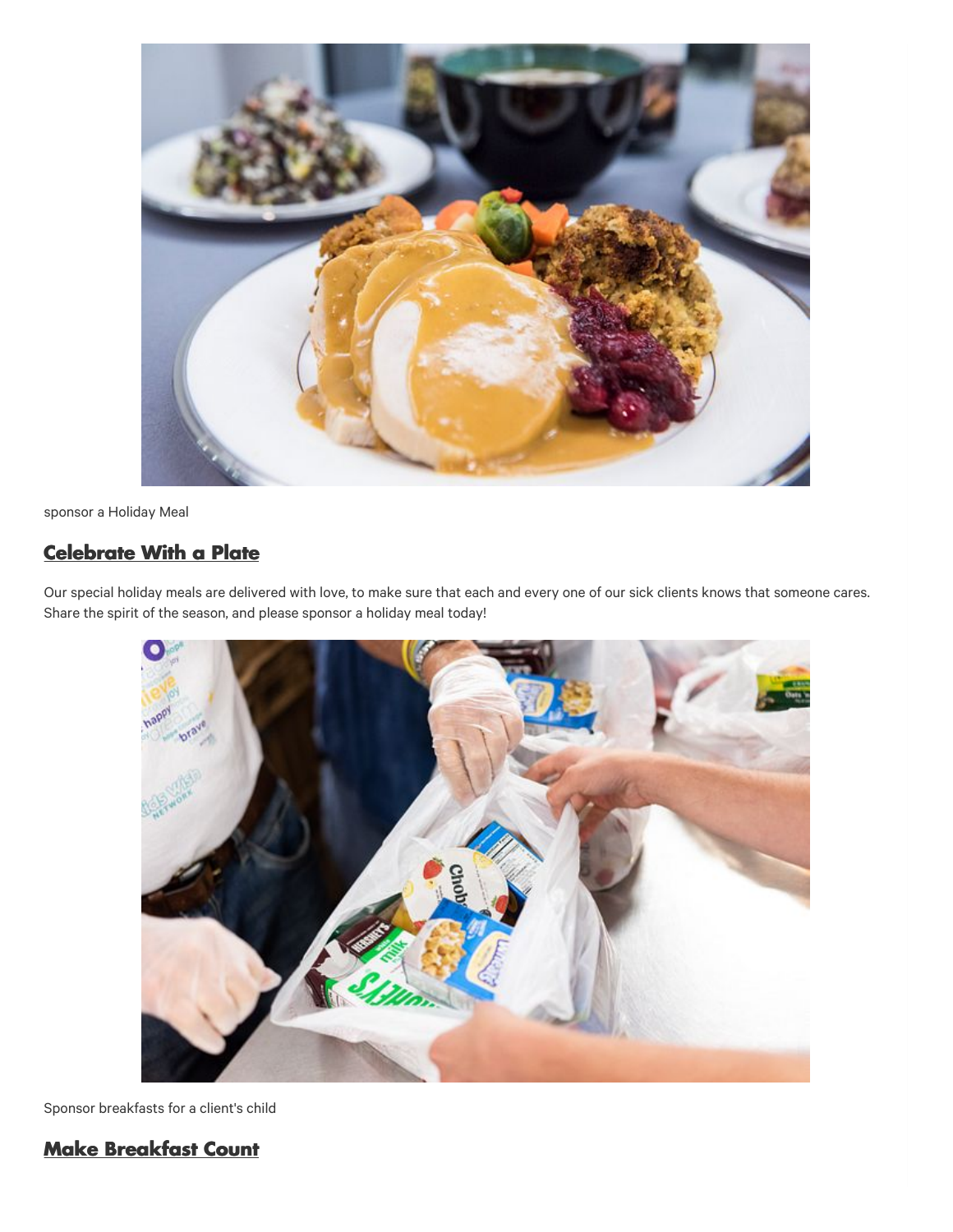sponsor a Holiday Meal

## Celebrate With a Plate

Our special holiday meals are delivered with love, to make sure that each and every one of our sick clients knows that someone cares. Share the spirit of the season, and please sponsor a holiday meal today!

Sponsor breakfasts for a client's child

## Make Breakfast Count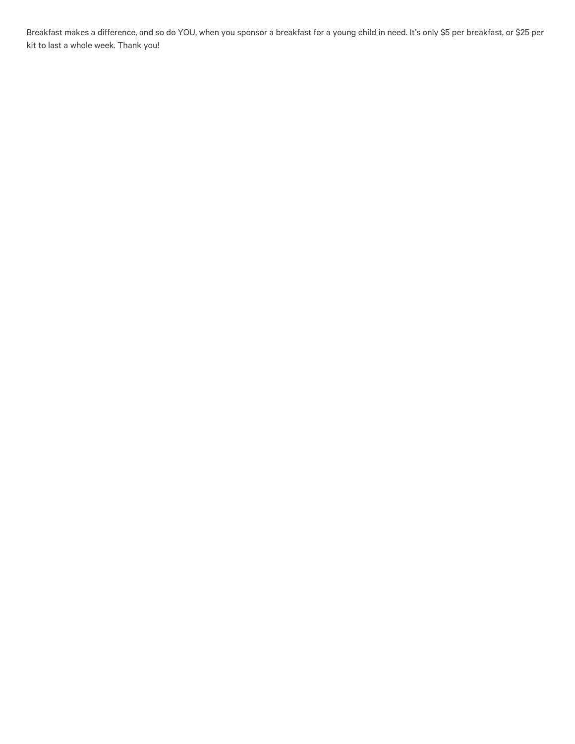Breakfast makes a difference, and so do YOU, when you sponsor a breakfast for a young child in need. It's only $5 per breakfast, or $25 per kit to last a whole week. Thank you!